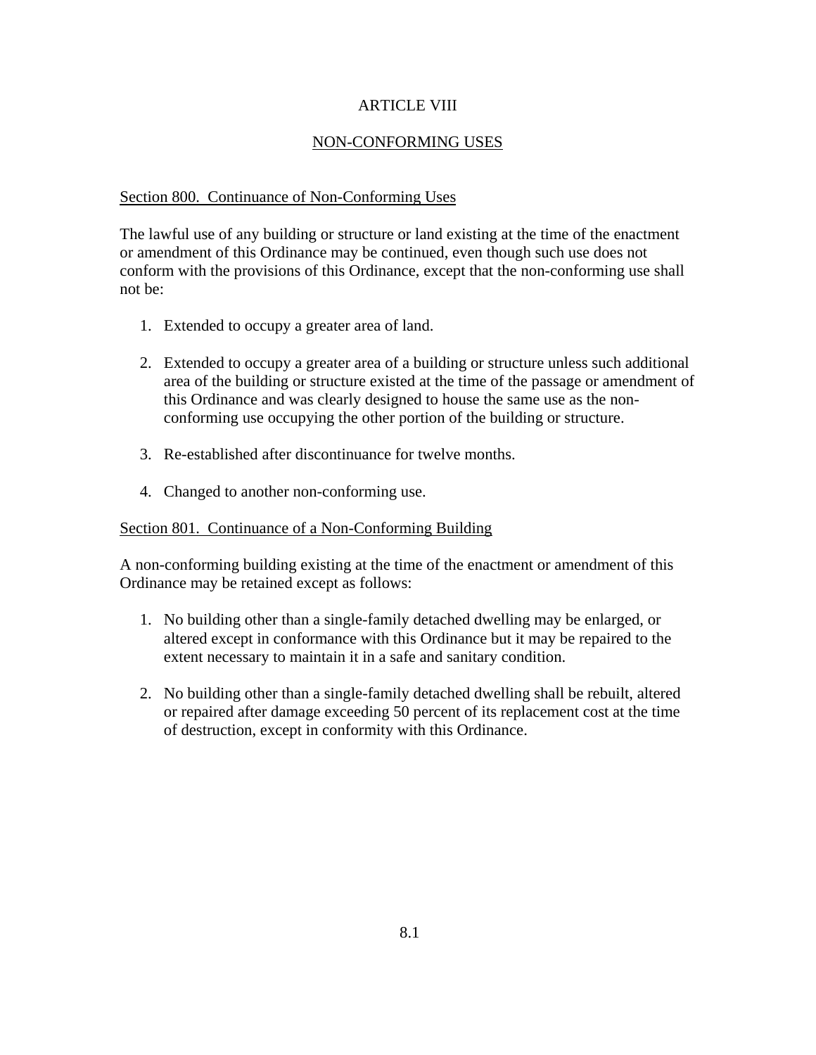# ARTICLE VIII

## NON-CONFORMING USES

### Section 800. Continuance of Non-Conforming Uses

The lawful use of any building or structure or land existing at the time of the enactment or amendment of this Ordinance may be continued, even though such use does not conform with the provisions of this Ordinance, except that the non-conforming use shall not be:

1. Extended to occupy a greater area of land.

2. Extended to occupy a greater area of a building or structure unless such additional area of the building or structure existed at the time of the passage or amendment of this Ordinance and was clearly designed to house the same use as the non-conforming use occupying the other portion of the building or structure.

3. Re-established after discontinuance for twelve months.

4. Changed to another non-conforming use.

### Section 801. Continuance of a Non-Conforming Building

A non-conforming building existing at the time of the enactment or amendment of this Ordinance may be retained except as follows:

1. No building other than a single-family detached dwelling may be enlarged, or altered except in conformance with this Ordinance but it may be repaired to the extent necessary to maintain it in a safe and sanitary condition.

2. No building other than a single-family detached dwelling shall be rebuilt, altered or repaired after damage exceeding 50 percent of its replacement cost at the time of destruction, except in conformity with this Ordinance.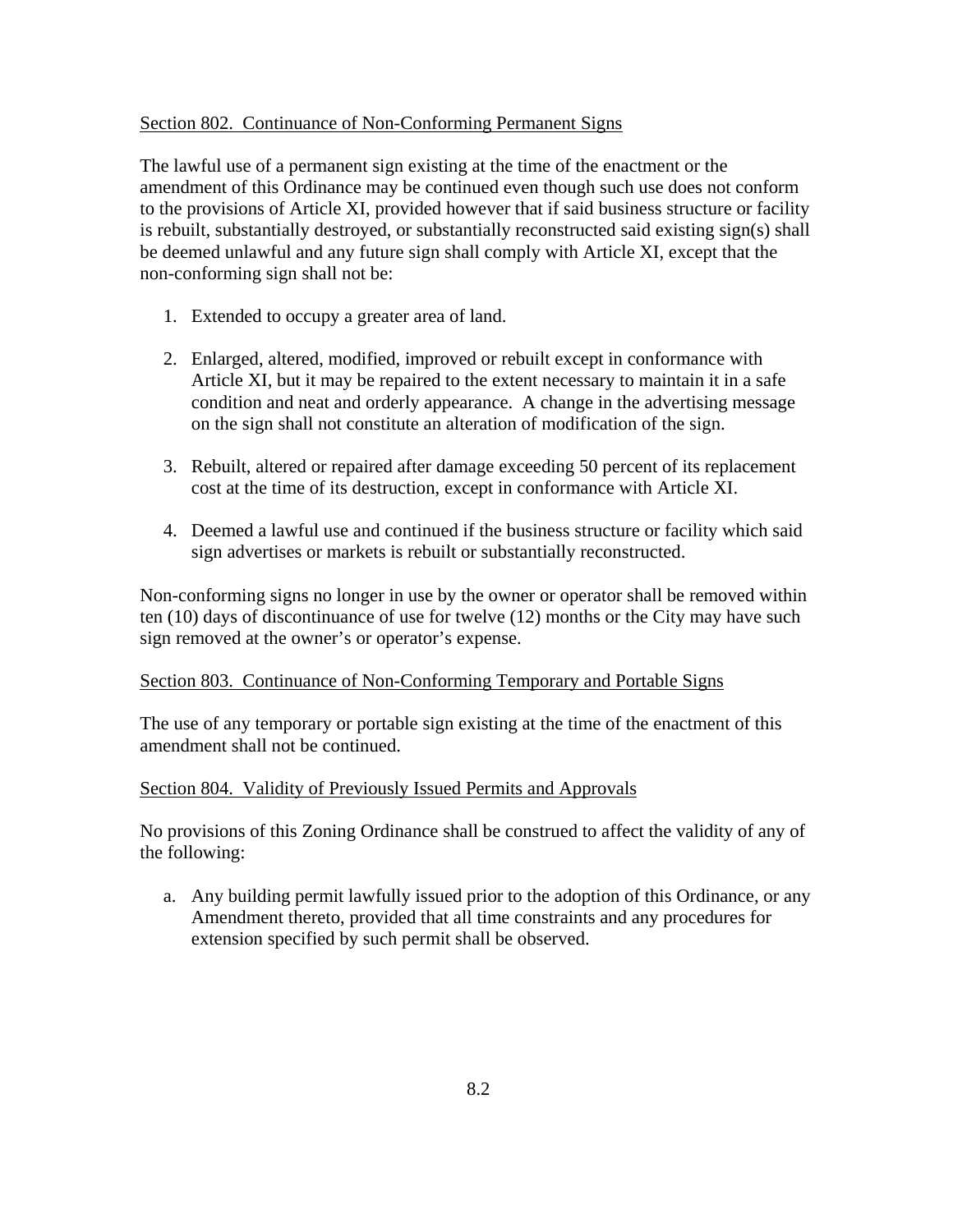Section 802. Continuance of Non-Conforming Permanent Signs

The lawful use of a permanent sign existing at the time of the enactment or the amendment of this Ordinance may be continued even though such use does not conform to the provisions of Article XI, provided however that if said business structure or facility is rebuilt, substantially destroyed, or substantially reconstructed said existing sign(s) shall be deemed unlawful and any future sign shall comply with Article XI, except that the non-conforming sign shall not be:

1. Extended to occupy a greater area of land.

2. Enlarged, altered, modified, improved or rebuilt except in conformance with Article XI, but it may be repaired to the extent necessary to maintain it in a safe condition and neat and orderly appearance. A change in the advertising message on the sign shall not constitute an alteration of modification of the sign.

3. Rebuilt, altered or repaired after damage exceeding 50 percent of its replacement cost at the time of its destruction, except in conformance with Article XI.

4. Deemed a lawful use and continued if the business structure or facility which said sign advertises or markets is rebuilt or substantially reconstructed.

Non-conforming signs no longer in use by the owner or operator shall be removed within ten (10) days of discontinuance of use for twelve (12) months or the City may have such sign removed at the owner's or operator's expense.

Section 803. Continuance of Non-Conforming Temporary and Portable Signs

The use of any temporary or portable sign existing at the time of the enactment of this amendment shall not be continued.

Section 804. Validity of Previously Issued Permits and Approvals

No provisions of this Zoning Ordinance shall be construed to affect the validity of any of the following:

a. Any building permit lawfully issued prior to the adoption of this Ordinance, or any Amendment thereto, provided that all time constraints and any procedures for extension specified by such permit shall be observed.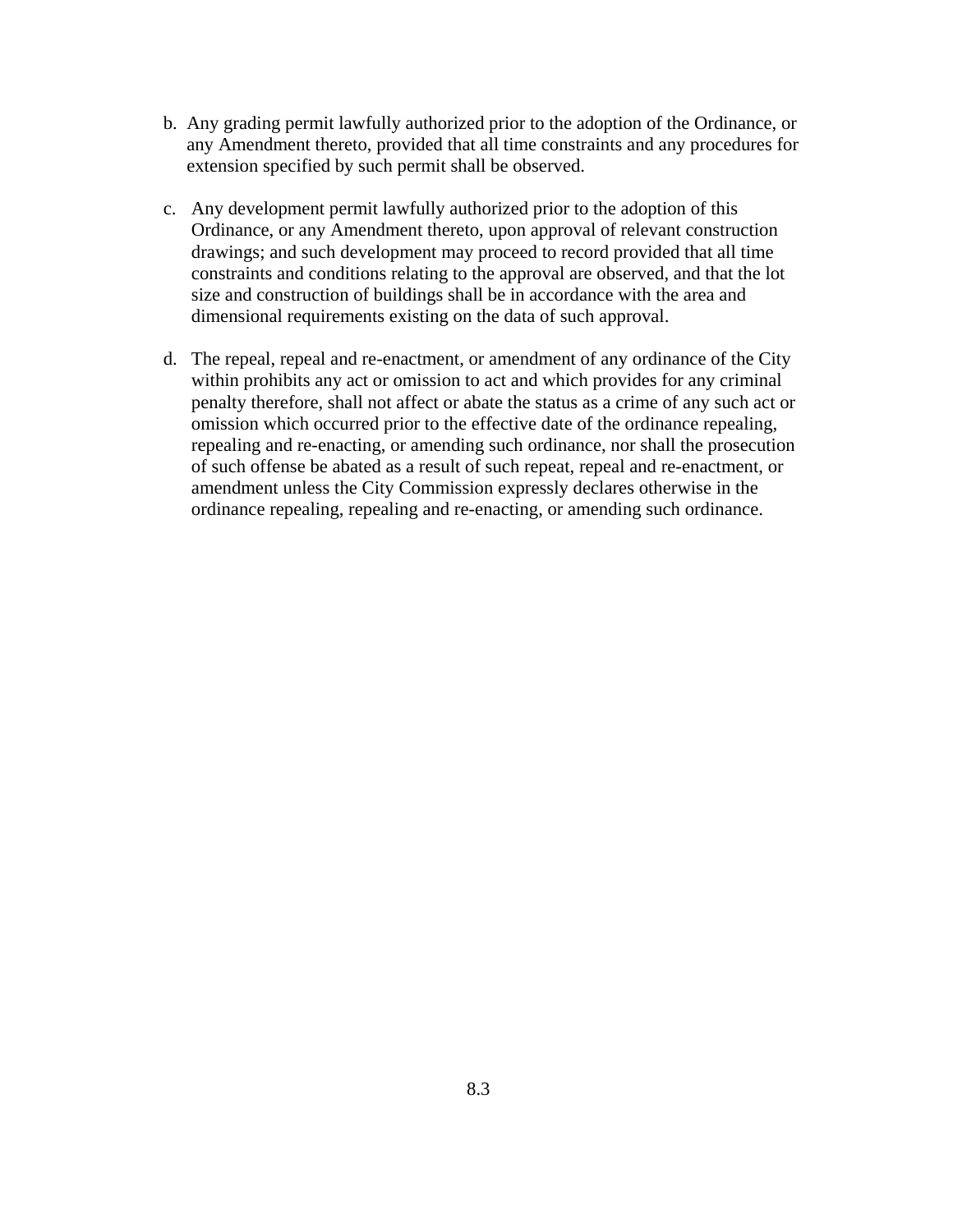b. Any grading permit lawfully authorized prior to the adoption of the Ordinance, or any Amendment thereto, provided that all time constraints and any procedures for extension specified by such permit shall be observed.

c. Any development permit lawfully authorized prior to the adoption of this Ordinance, or any Amendment thereto, upon approval of relevant construction drawings; and such development may proceed to record provided that all time constraints and conditions relating to the approval are observed, and that the lot size and construction of buildings shall be in accordance with the area and dimensional requirements existing on the data of such approval.

d. The repeal, repeal and re-enactment, or amendment of any ordinance of the City within prohibits any act or omission to act and which provides for any criminal penalty therefore, shall not affect or abate the status as a crime of any such act or omission which occurred prior to the effective date of the ordinance repealing, repealing and re-enacting, or amending such ordinance, nor shall the prosecution of such offense be abated as a result of such repeat, repeal and re-enactment, or amendment unless the City Commission expressly declares otherwise in the ordinance repealing, repealing and re-enacting, or amending such ordinance.